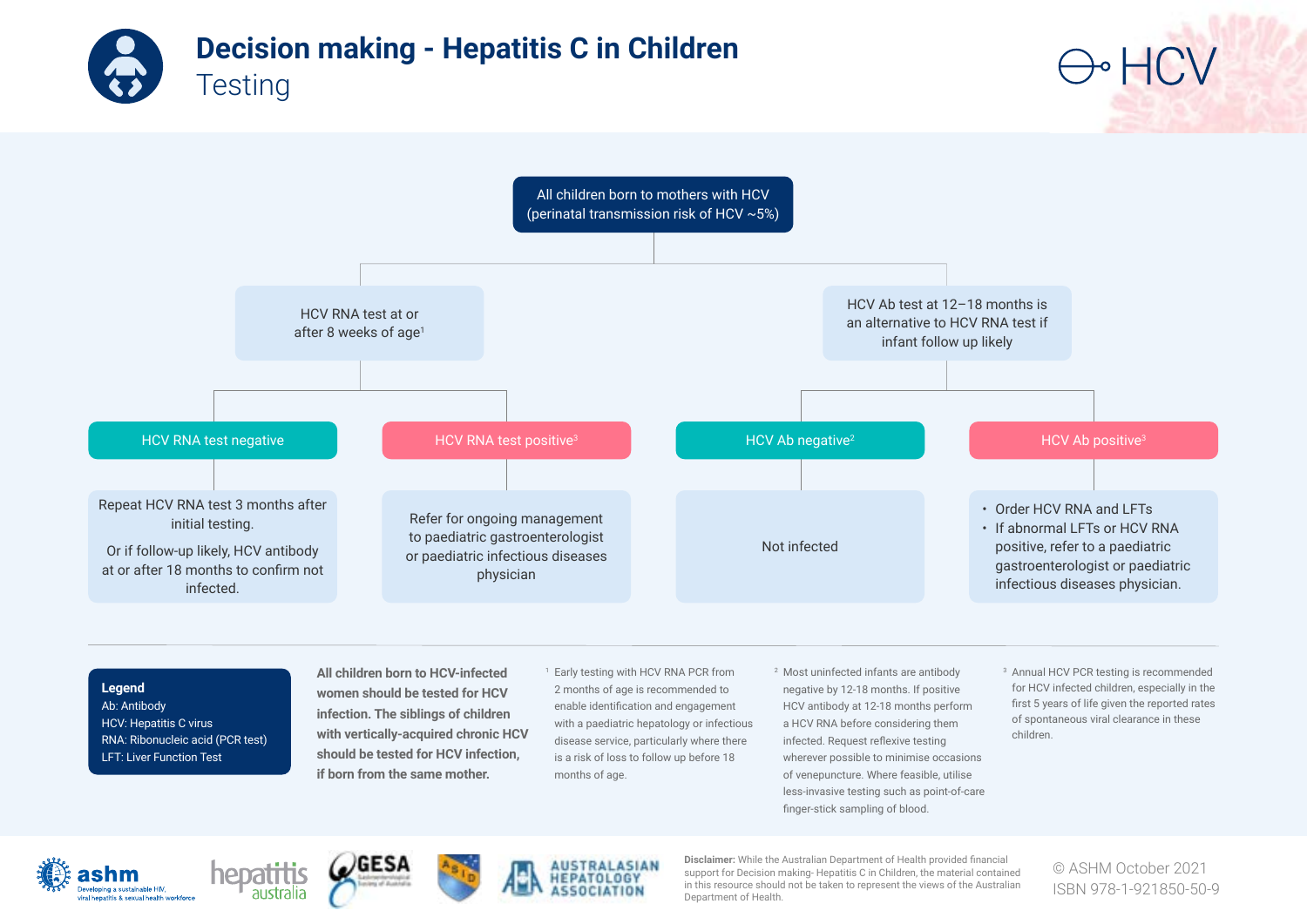# Decision making - Hepatitis C in Children

## Testing

HCV

**All children born to mothers with HCV (perinatal transmission risk of HCV ~5%)**

- **HCV RNA test at or after 8 weeks of age[1]**
  - **HCV RNA test negative**
    - Repeat HCV RNA test 3 months after initial testing.
    - Or if follow-up likely, HCV antibody at or after 18 months to confirm not infected.
  - **HCV RNA test positive[3]**
    - Refer for ongoing management to paediatric gastroenterologist or paediatric infectious diseases physician
- **HCV Ab test at 12–18 months is an alternative to HCV RNA test if infant follow up likely**
  - **HCV Ab negative[2]**
    - Not infected
  - **HCV Ab positive[3]**
    - Order HCV RNA and LFTs
    - If abnormal LFTs or HCV RNA positive, refer to a paediatric gastroenterologist or paediatric infectious diseases physician.

**Legend**
Ab: Antibody
HCV: Hepatitis C virus
RNA: Ribonucleic acid (PCR test)
LFT: Liver Function Test

**All children born to HCV-infected women should be tested for HCV infection. The siblings of children with vertically-acquired chronic HCV should be tested for HCV infection, if born from the same mother.**

[1] Early testing with HCV RNA PCR from 2 months of age is recommended to enable identification and engagement with a paediatric hepatology or infectious disease service, particularly where there is a risk of loss to follow up before 18 months of age.

[2] Most uninfected infants are antibody negative by 12-18 months. If positive HCV antibody at 12-18 months perform a HCV RNA before considering them infected. Request reflexive testing wherever possible to minimise occasions of venepuncture. Where feasible, utilise less-invasive testing such as point-of-care finger-stick sampling of blood.

[3] Annual HCV PCR testing is recommended for HCV infected children, especially in the first 5 years of life given the reported rates of spontaneous viral clearance in these children.

ashm — Developing a sustainable HIV, viral hepatitis & sexual health workforce | hepatitis australia | GESA Gastroenterological Society of Australia | ASID | Australasian Hepatology Association

**Disclaimer:** While the Australian Department of Health provided financial support for Decision making- Hepatitis C in Children, the material contained in this resource should not be taken to represent the views of the Australian Department of Health.

© ASHM October 2021
ISBN 978-1-921850-50-9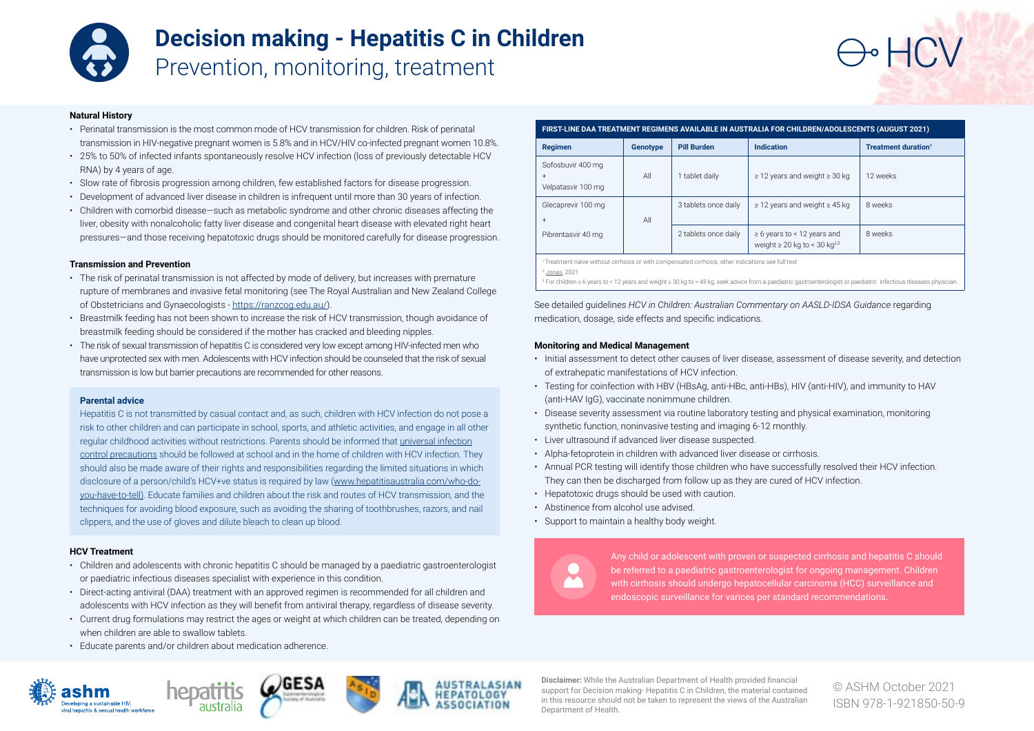# Decision making - Hepatitis C in Children

## Prevention, monitoring, treatment

HCV

### Natural History

- Perinatal transmission is the most common mode of HCV transmission for children. Risk of perinatal transmission in HIV-negative pregnant women is 5.8% and in HCV/HIV co-infected pregnant women 10.8%.
- 25% to 50% of infected infants spontaneously resolve HCV infection (loss of previously detectable HCV RNA) by 4 years of age.
- Slow rate of fibrosis progression among children, few established factors for disease progression.
- Development of advanced liver disease in children is infrequent until more than 30 years of infection.
- Children with comorbid disease—such as metabolic syndrome and other chronic diseases affecting the liver, obesity with nonalcoholic fatty liver disease and congenital heart disease with elevated right heart pressures—and those receiving hepatotoxic drugs should be monitored carefully for disease progression.

### Transmission and Prevention

- The risk of perinatal transmission is not affected by mode of delivery, but increases with premature rupture of membranes and invasive fetal monitoring (see The Royal Australian and New Zealand College of Obstetricians and Gynaecologists - https://ranzcog.edu.au/).
- Breastmilk feeding has not been shown to increase the risk of HCV transmission, though avoidance of breastmilk feeding should be considered if the mother has cracked and bleeding nipples.
- The risk of sexual transmission of hepatitis C is considered very low except among HIV-infected men who have unprotected sex with men. Adolescents with HCV infection should be counseled that the risk of sexual transmission is low but barrier precautions are recommended for other reasons.

#### Parental advice

Hepatitis C is not transmitted by casual contact and, as such, children with HCV infection do not pose a risk to other children and can participate in school, sports, and athletic activities, and engage in all other regular childhood activities without restrictions. Parents should be informed that universal infection control precautions should be followed at school and in the home of children with HCV infection. They should also be made aware of their rights and responsibilities regarding the limited situations in which disclosure of a person/child's HCV+ve status is required by law (www.hepatitisaustralia.com/who-do-you-have-to-tell). Educate families and children about the risk and routes of HCV transmission, and the techniques for avoiding blood exposure, such as avoiding the sharing of toothbrushes, razors, and nail clippers, and the use of gloves and dilute bleach to clean up blood.

### HCV Treatment

- Children and adolescents with chronic hepatitis C should be managed by a paediatric gastroenterologist or paediatric infectious diseases specialist with experience in this condition.
- Direct-acting antiviral (DAA) treatment with an approved regimen is recommended for all children and adolescents with HCV infection as they will benefit from antiviral therapy, regardless of disease severity.
- Current drug formulations may restrict the ages or weight at which children can be treated, depending on when children are able to swallow tablets.
- Educate parents and/or children about medication adherence.

**FIRST-LINE DAA TREATMENT REGIMENS AVAILABLE IN AUSTRALIA FOR CHILDREN/ADOLESCENTS (AUGUST 2021)**

| Regimen | Genotype | Pill Burden | Indication | Treatment duration[1] |
|---|---|---|---|---|
| Sofosbuvir 400 mg + Velpatasvir 100 mg | All | 1 tablet daily | ≥ 12 years and weight ≥ 30 kg | 12 weeks |
| Glecaprevir 100 mg + Pibrentasvir 40 mg | All | 3 tablets once daily | ≥ 12 years and weight ≥ 45 kg | 8 weeks |
| | | 2 tablets once daily | ≥ 6 years to < 12 years and weight ≥ 20 kg to < 30 kg[2,3] | 8 weeks |

[1] Treatment naive without cirrhosis or with compensated cirrhosis, other indications see full text
[2] Jonas, 2021
[3] For children ≥ 6 years to < 12 years and weight ≥ 30 kg to < 45 kg, seek advice from a paediatric gastroenterologist or paediatric infectious diseases physician.

See detailed guidelines *HCV in Children: Australian Commentary on AASLD-IDSA Guidance* regarding medication, dosage, side effects and specific indications.

### Monitoring and Medical Management

- Initial assessment to detect other causes of liver disease, assessment of disease severity, and detection of extrahepatic manifestations of HCV infection.
- Testing for coinfection with HBV (HBsAg, anti-HBc, anti-HBs), HIV (anti-HIV), and immunity to HAV (anti-HAV IgG), vaccinate nonimmune children.
- Disease severity assessment via routine laboratory testing and physical examination, monitoring synthetic function, noninvasive testing and imaging 6-12 monthly.
- Liver ultrasound if advanced liver disease suspected.
- Alpha-fetoprotein in children with advanced liver disease or cirrhosis.
- Annual PCR testing will identify those children who have successfully resolved their HCV infection. They can then be discharged from follow up as they are cured of HCV infection.
- Hepatotoxic drugs should be used with caution.
- Abstinence from alcohol use advised.
- Support to maintain a healthy body weight.

Any child or adolescent with proven or suspected cirrhosis and hepatitis C should be referred to a paediatric gastroenterologist for ongoing management. Children with cirrhosis should undergo hepatocellular carcinoma (HCC) surveillance and endoscopic surveillance for varices per standard recommendations.

ashm — Developing a sustainable HIV, viral hepatitis & sexual health workforce | hepatitis australia | GESA | ASID | Australasian Hepatology Association

**Disclaimer:** While the Australian Department of Health provided financial support for Decision making- Hepatitis C in Children, the material contained in this resource should not be taken to represent the views of the Australian Department of Health.

© ASHM October 2021
ISBN 978-1-921850-50-9